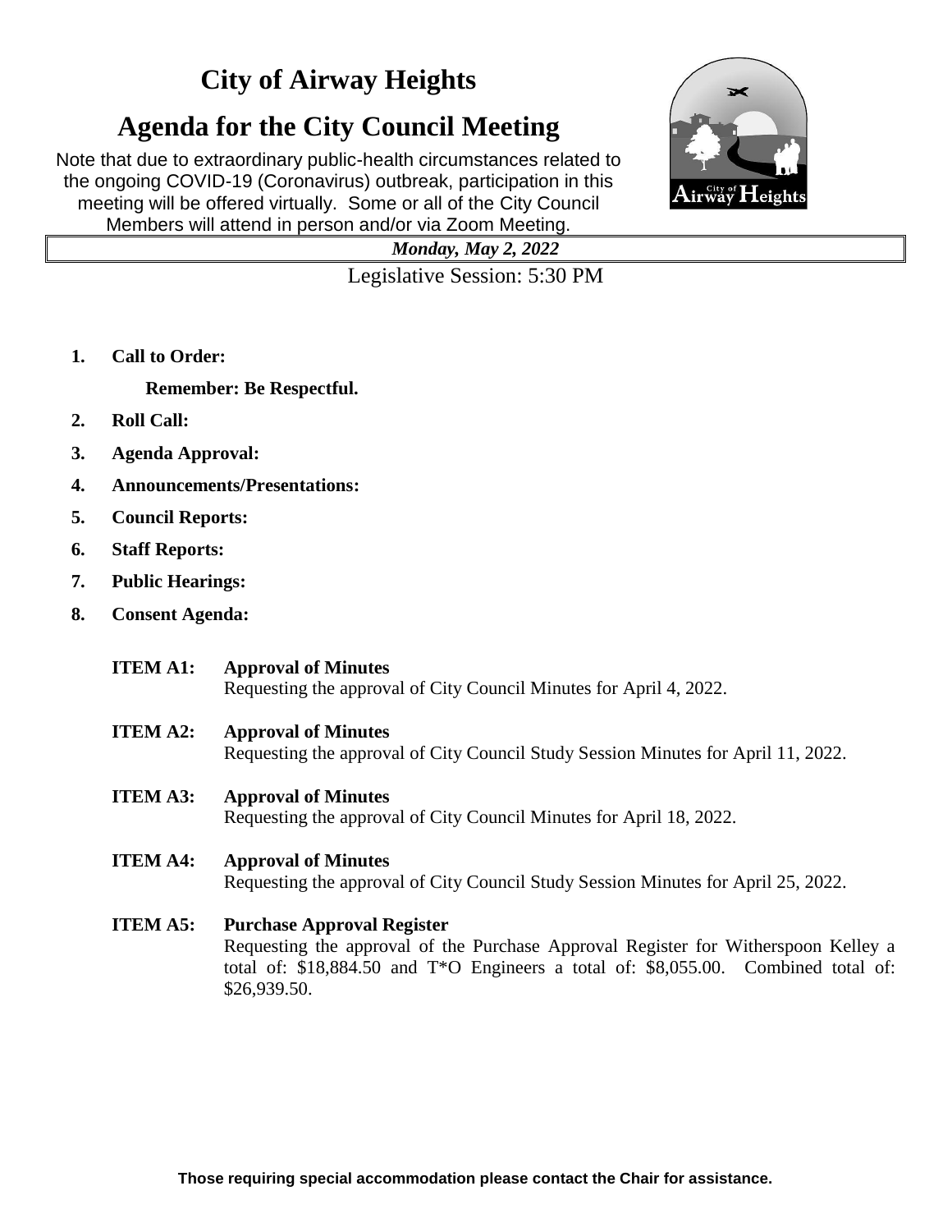# City of Airway Heights

# Agenda for the City Council Meeting

Note that due to extraordinary public-health circumstances related to the ongoing COVID-19 (Coronavirus) outbreak, participation in this meeting will be offered virtually. Some or all of the City Council Members will attend in person and/or via Zoom Meeting.

***Monday, May 2, 2022***

Legislative Session: 5:30 PM

1. **Call to Order:**

   **Remember: Be Respectful.**

2. **Roll Call:**
3. **Agenda Approval:**
4. **Announcements/Presentations:**
5. **Council Reports:**
6. **Staff Reports:**
7. **Public Hearings:**
8. **Consent Agenda:**

**ITEM A1: Approval of Minutes**
Requesting the approval of City Council Minutes for April 4, 2022.

**ITEM A2: Approval of Minutes**
Requesting the approval of City Council Study Session Minutes for April 11, 2022.

**ITEM A3: Approval of Minutes**
Requesting the approval of City Council Minutes for April 18, 2022.

**ITEM A4: Approval of Minutes**
Requesting the approval of City Council Study Session Minutes for April 25, 2022.

**ITEM A5: Purchase Approval Register**
Requesting the approval of the Purchase Approval Register for Witherspoon Kelley a total of: $18,884.50 and T*O Engineers a total of: $8,055.00. Combined total of: $26,939.50.

**Those requiring special accommodation please contact the Chair for assistance.**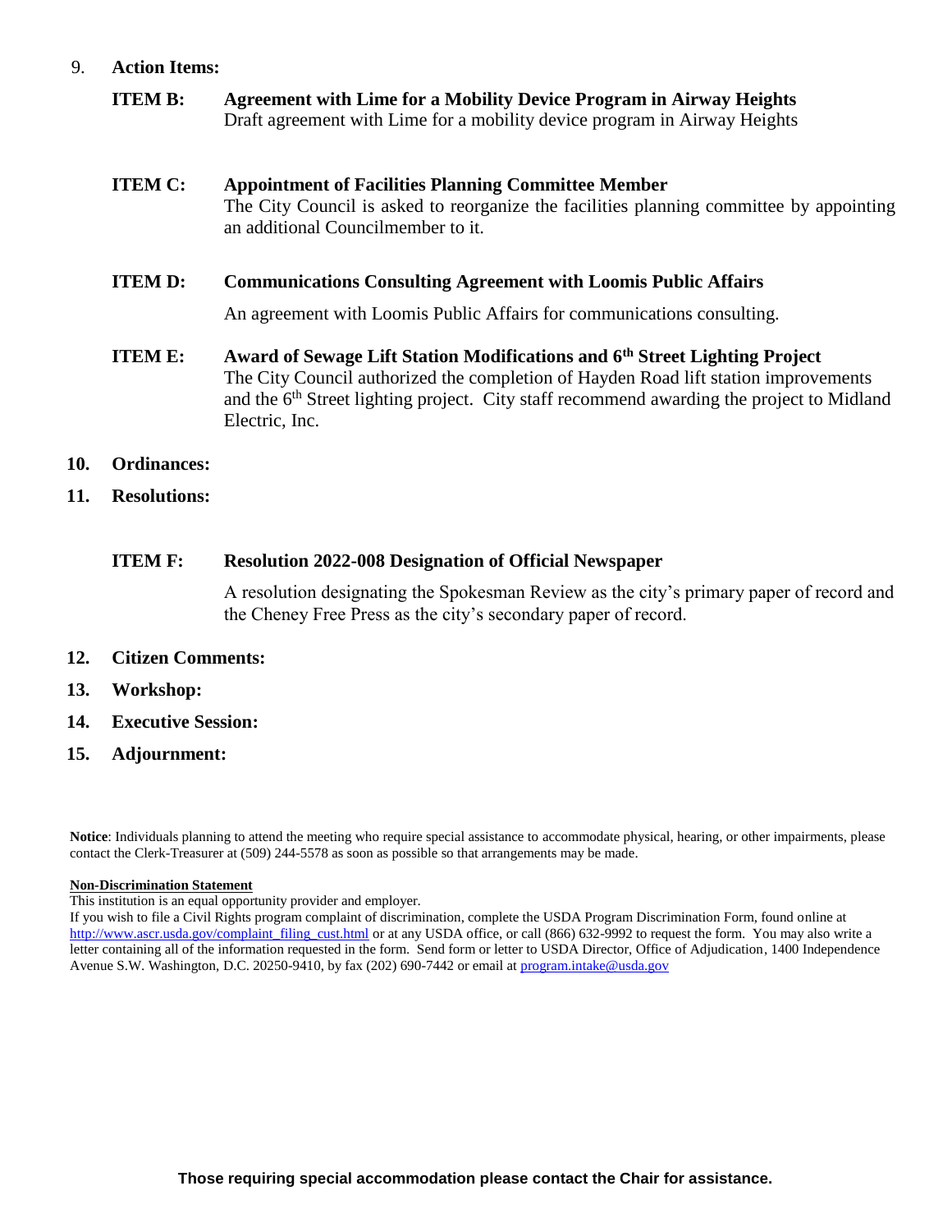9. **Action Items:**

**ITEM B:** **Agreement with Lime for a Mobility Device Program in Airway Heights**
Draft agreement with Lime for a mobility device program in Airway Heights

**ITEM C:** **Appointment of Facilities Planning Committee Member**
The City Council is asked to reorganize the facilities planning committee by appointing an additional Councilmember to it.

**ITEM D:** **Communications Consulting Agreement with Loomis Public Affairs**

An agreement with Loomis Public Affairs for communications consulting.

**ITEM E:** **Award of Sewage Lift Station Modifications and 6th Street Lighting Project**
The City Council authorized the completion of Hayden Road lift station improvements and the 6th Street lighting project. City staff recommend awarding the project to Midland Electric, Inc.

10. **Ordinances:**

11. **Resolutions:**

**ITEM F:** **Resolution 2022-008 Designation of Official Newspaper**

A resolution designating the Spokesman Review as the city's primary paper of record and the Cheney Free Press as the city's secondary paper of record.

12. **Citizen Comments:**

13. **Workshop:**

14. **Executive Session:**

15. **Adjournment:**

**Notice**: Individuals planning to attend the meeting who require special assistance to accommodate physical, hearing, or other impairments, please contact the Clerk-Treasurer at (509) 244-5578 as soon as possible so that arrangements may be made.

**Non-Discrimination Statement**
This institution is an equal opportunity provider and employer.
If you wish to file a Civil Rights program complaint of discrimination, complete the USDA Program Discrimination Form, found online at http://www.ascr.usda.gov/complaint_filing_cust.html or at any USDA office, or call (866) 632-9992 to request the form. You may also write a letter containing all of the information requested in the form. Send form or letter to USDA Director, Office of Adjudication, 1400 Independence Avenue S.W. Washington, D.C. 20250-9410, by fax (202) 690-7442 or email at program.intake@usda.gov

**Those requiring special accommodation please contact the Chair for assistance.**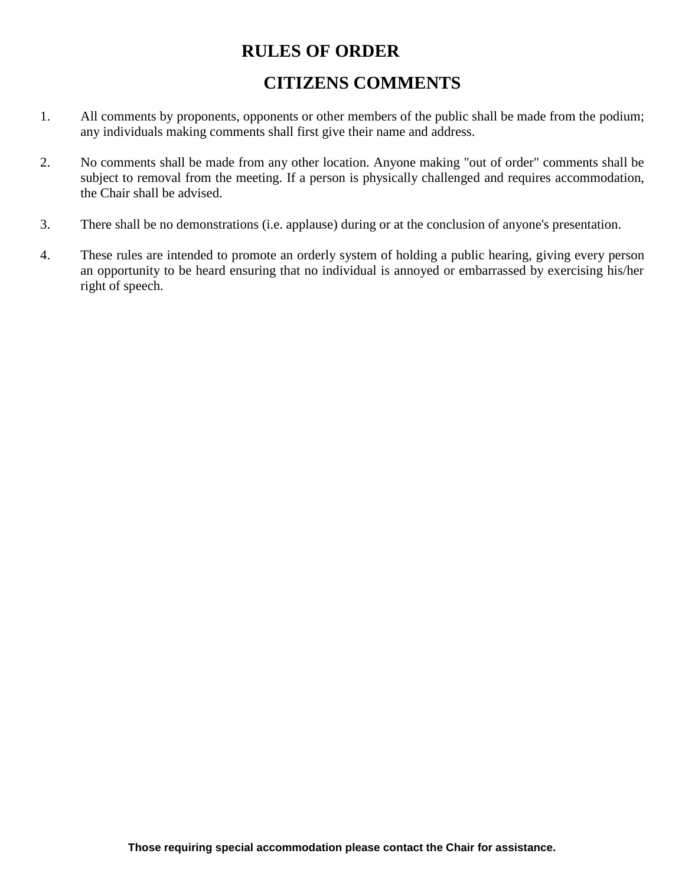# RULES OF ORDER

## CITIZENS COMMENTS

1. All comments by proponents, opponents or other members of the public shall be made from the podium; any individuals making comments shall first give their name and address.

2. No comments shall be made from any other location. Anyone making "out of order" comments shall be subject to removal from the meeting. If a person is physically challenged and requires accommodation, the Chair shall be advised.

3. There shall be no demonstrations (i.e. applause) during or at the conclusion of anyone's presentation.

4. These rules are intended to promote an orderly system of holding a public hearing, giving every person an opportunity to be heard ensuring that no individual is annoyed or embarrassed by exercising his/her right of speech.

**Those requiring special accommodation please contact the Chair for assistance.**